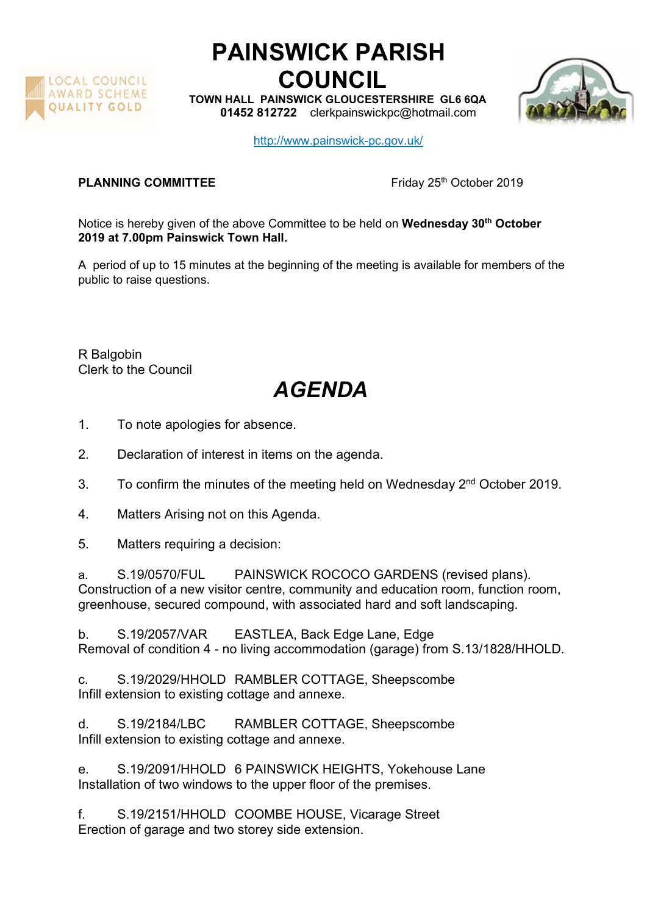# PAINSWICK PARISH COUNCIL

**TOWN HALL PAINSWICK GLOUCESTERSHIRE GL6 6QA**
**01452 812722** clerkpainswickpc@hotmail.com

http://www.painswick-pc.gov.uk/

LOCAL COUNCIL AWARD SCHEME QUALITY GOLD

**PLANNING COMMITTEE** Friday 25th October 2019

Notice is hereby given of the above Committee to be held on **Wednesday 30th October 2019 at 7.00pm Painswick Town Hall.**

A period of up to 15 minutes at the beginning of the meeting is available for members of the public to raise questions.

R Balgobin
Clerk to the Council

# *AGENDA*

1. To note apologies for absence.

2. Declaration of interest in items on the agenda.

3. To confirm the minutes of the meeting held on Wednesday 2nd October 2019.

4. Matters Arising not on this Agenda.

5. Matters requiring a decision:

a. S.19/0570/FUL PAINSWICK ROCOCO GARDENS (revised plans).
Construction of a new visitor centre, community and education room, function room, greenhouse, secured compound, with associated hard and soft landscaping.

b. S.19/2057/VAR EASTLEA, Back Edge Lane, Edge
Removal of condition 4 - no living accommodation (garage) from S.13/1828/HHOLD.

c. S.19/2029/HHOLD RAMBLER COTTAGE, Sheepscombe
Infill extension to existing cottage and annexe.

d. S.19/2184/LBC RAMBLER COTTAGE, Sheepscombe
Infill extension to existing cottage and annexe.

e. S.19/2091/HHOLD 6 PAINSWICK HEIGHTS, Yokehouse Lane
Installation of two windows to the upper floor of the premises.

f. S.19/2151/HHOLD COOMBE HOUSE, Vicarage Street
Erection of garage and two storey side extension.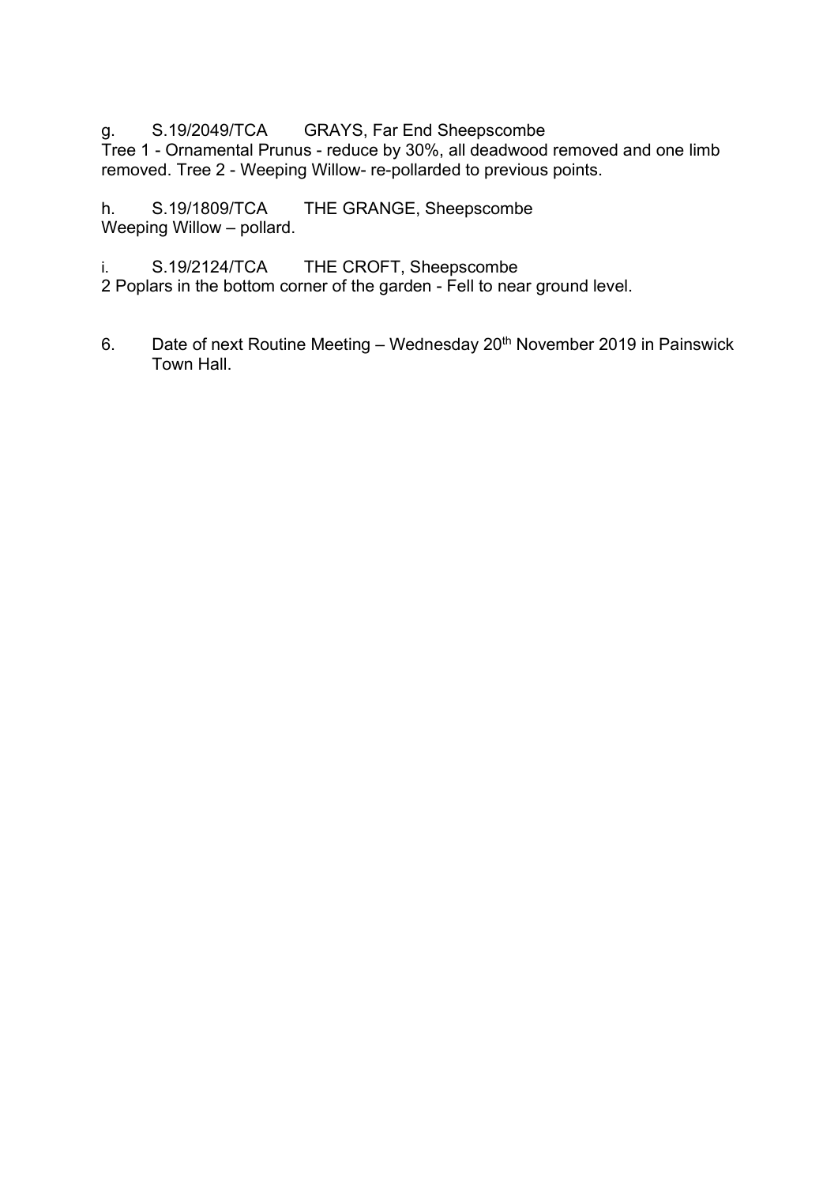g. S.19/2049/TCA GRAYS, Far End Sheepscombe
Tree 1 - Ornamental Prunus - reduce by 30%, all deadwood removed and one limb removed. Tree 2 - Weeping Willow- re-pollarded to previous points.

h. S.19/1809/TCA THE GRANGE, Sheepscombe
Weeping Willow – pollard.

i. S.19/2124/TCA THE CROFT, Sheepscombe
2 Poplars in the bottom corner of the garden - Fell to near ground level.

6. Date of next Routine Meeting – Wednesday 20th November 2019 in Painswick Town Hall.